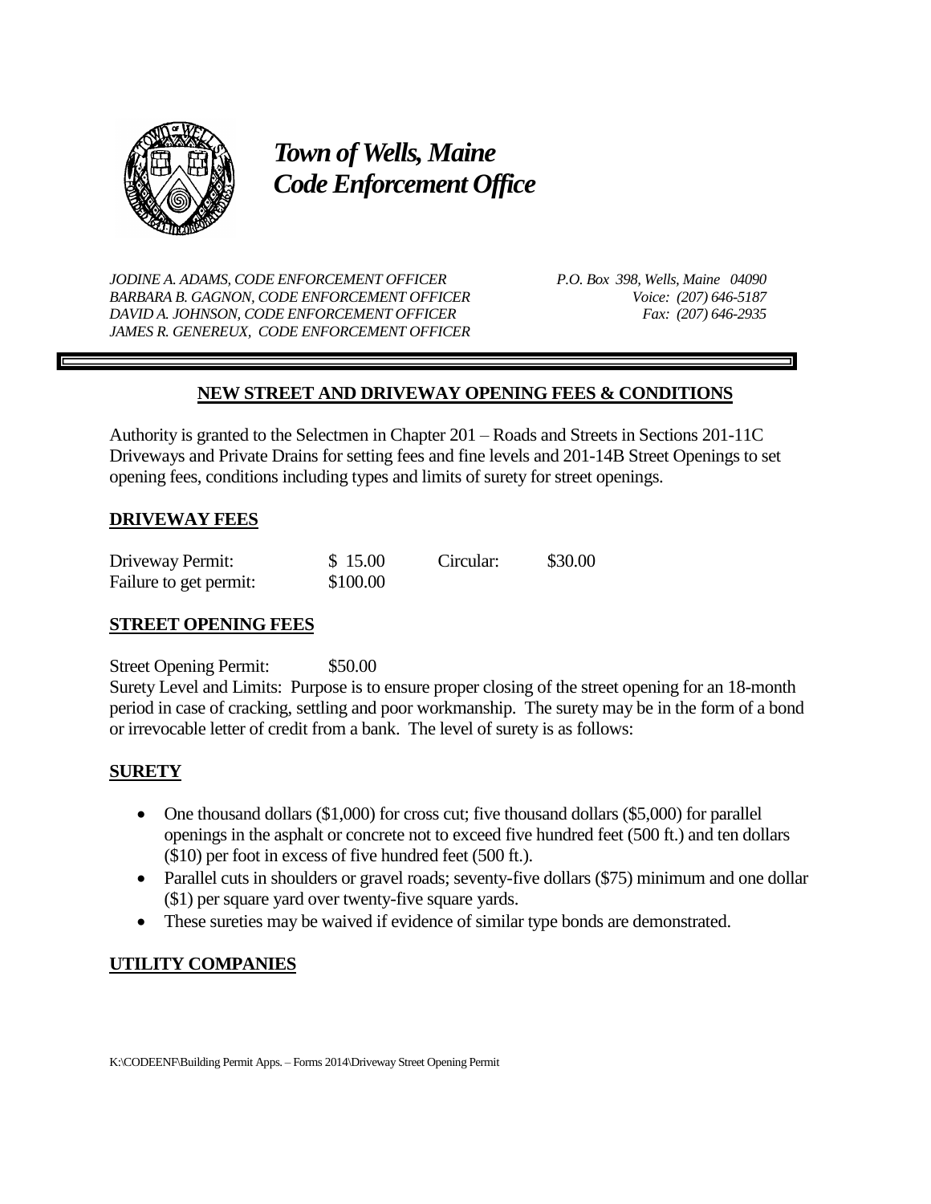# *Town of Wells, Maine*
# *Code Enforcement Office*

*JODINE A. ADAMS, CODE ENFORCEMENT OFFICER*
*BARBARA B. GAGNON, CODE ENFORCEMENT OFFICER*
*DAVID A. JOHNSON, CODE ENFORCEMENT OFFICER*
*JAMES R. GENEREUX, CODE ENFORCEMENT OFFICER*

*P.O. Box 398, Wells, Maine 04090*
*Voice: (207) 646-5187*
*Fax: (207) 646-2935*

## **NEW STREET AND DRIVEWAY OPENING FEES & CONDITIONS**

Authority is granted to the Selectmen in Chapter 201 – Roads and Streets in Sections 201-11C Driveways and Private Drains for setting fees and fine levels and 201-14B Street Openings to set opening fees, conditions including types and limits of surety for street openings.

### **DRIVEWAY FEES**

| | | | |
|---|---|---|---|
| Driveway Permit: | $ 15.00 | Circular: | $30.00 |
| Failure to get permit: | $100.00 | | |

### **STREET OPENING FEES**

Street Opening Permit: $50.00

Surety Level and Limits: Purpose is to ensure proper closing of the street opening for an 18-month period in case of cracking, settling and poor workmanship. The surety may be in the form of a bond or irrevocable letter of credit from a bank. The level of surety is as follows:

### **SURETY**

- One thousand dollars ($1,000) for cross cut; five thousand dollars ($5,000) for parallel openings in the asphalt or concrete not to exceed five hundred feet (500 ft.) and ten dollars ($10) per foot in excess of five hundred feet (500 ft.).
- Parallel cuts in shoulders or gravel roads; seventy-five dollars ($75) minimum and one dollar ($1) per square yard over twenty-five square yards.
- These sureties may be waived if evidence of similar type bonds are demonstrated.

### **UTILITY COMPANIES**

K:\CODEENF\Building Permit Apps. – Forms 2014\Driveway Street Opening Permit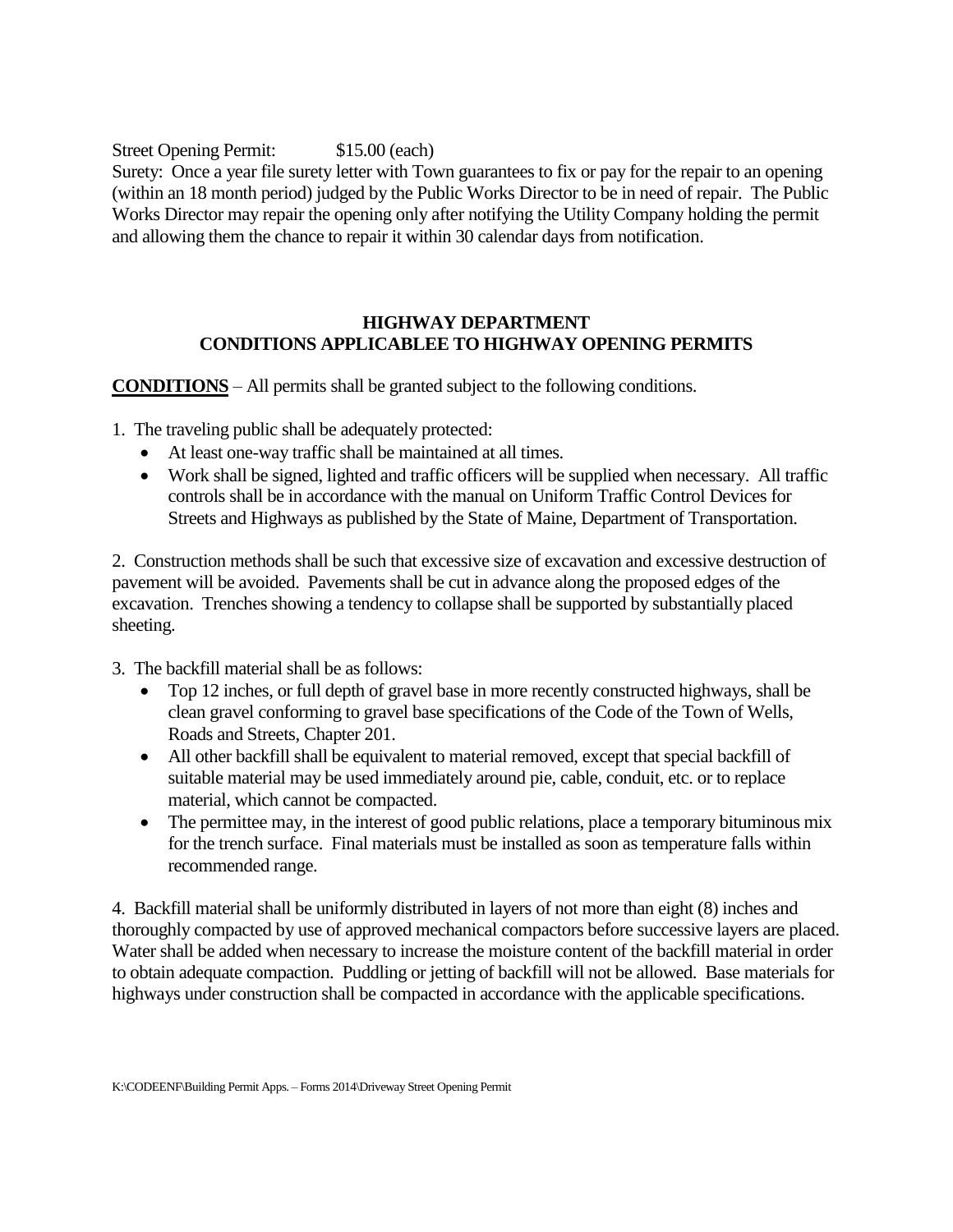Street Opening Permit:        $15.00 (each)

Surety: Once a year file surety letter with Town guarantees to fix or pay for the repair to an opening (within an 18 month period) judged by the Public Works Director to be in need of repair. The Public Works Director may repair the opening only after notifying the Utility Company holding the permit and allowing them the chance to repair it within 30 calendar days from notification.

## HIGHWAY DEPARTMENT
## CONDITIONS APPLICABLEE TO HIGHWAY OPENING PERMITS

**CONDITIONS** – All permits shall be granted subject to the following conditions.

1. The traveling public shall be adequately protected:
   - At least one-way traffic shall be maintained at all times.
   - Work shall be signed, lighted and traffic officers will be supplied when necessary. All traffic controls shall be in accordance with the manual on Uniform Traffic Control Devices for Streets and Highways as published by the State of Maine, Department of Transportation.

2. Construction methods shall be such that excessive size of excavation and excessive destruction of pavement will be avoided. Pavements shall be cut in advance along the proposed edges of the excavation. Trenches showing a tendency to collapse shall be supported by substantially placed sheeting.

3. The backfill material shall be as follows:
   - Top 12 inches, or full depth of gravel base in more recently constructed highways, shall be clean gravel conforming to gravel base specifications of the Code of the Town of Wells, Roads and Streets, Chapter 201.
   - All other backfill shall be equivalent to material removed, except that special backfill of suitable material may be used immediately around pie, cable, conduit, etc. or to replace material, which cannot be compacted.
   - The permittee may, in the interest of good public relations, place a temporary bituminous mix for the trench surface. Final materials must be installed as soon as temperature falls within recommended range.

4. Backfill material shall be uniformly distributed in layers of not more than eight (8) inches and thoroughly compacted by use of approved mechanical compactors before successive layers are placed. Water shall be added when necessary to increase the moisture content of the backfill material in order to obtain adequate compaction. Puddling or jetting of backfill will not be allowed. Base materials for highways under construction shall be compacted in accordance with the applicable specifications.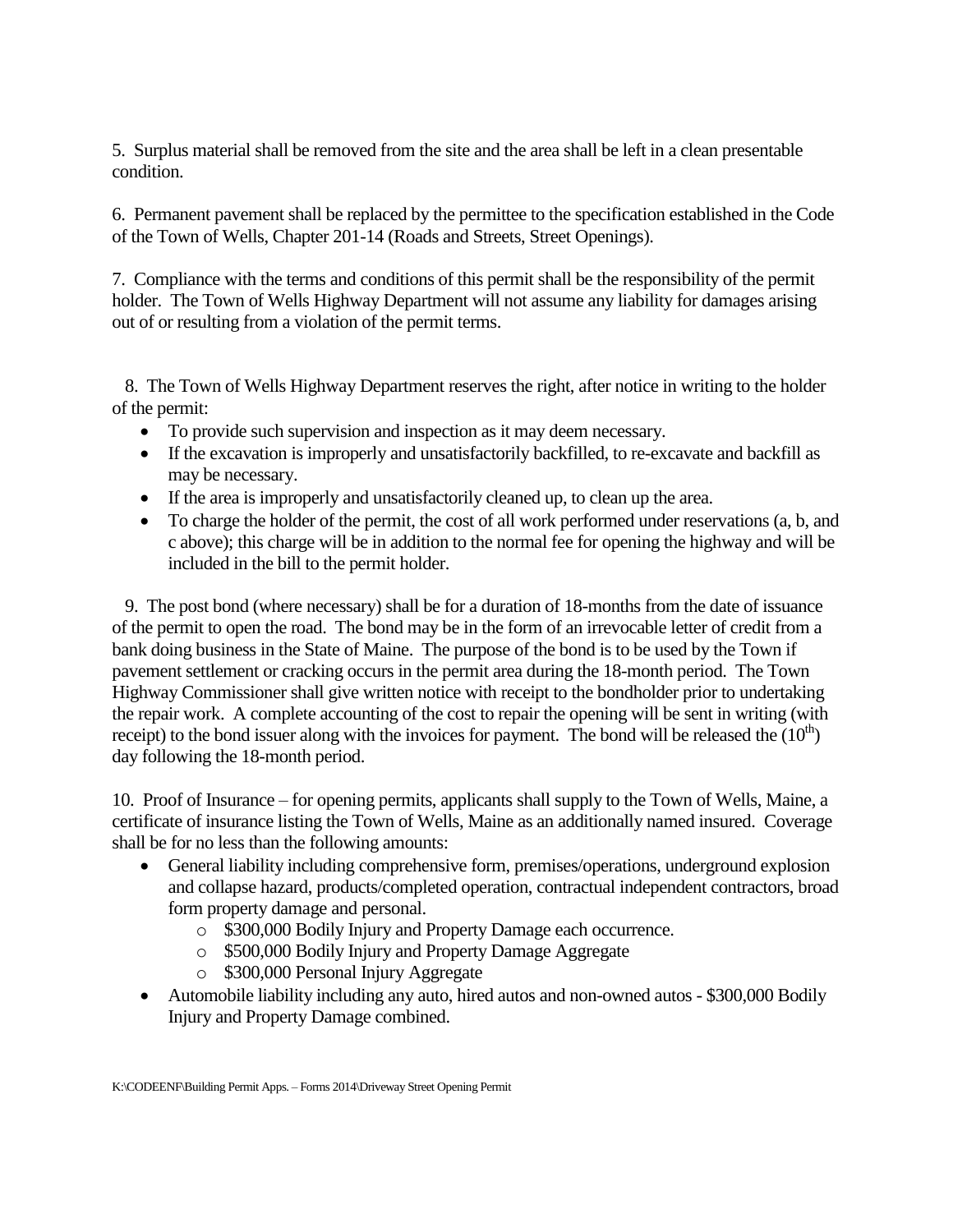5. Surplus material shall be removed from the site and the area shall be left in a clean presentable condition.

6. Permanent pavement shall be replaced by the permittee to the specification established in the Code of the Town of Wells, Chapter 201-14 (Roads and Streets, Street Openings).

7. Compliance with the terms and conditions of this permit shall be the responsibility of the permit holder. The Town of Wells Highway Department will not assume any liability for damages arising out of or resulting from a violation of the permit terms.

8. The Town of Wells Highway Department reserves the right, after notice in writing to the holder of the permit:

- To provide such supervision and inspection as it may deem necessary.
- If the excavation is improperly and unsatisfactorily backfilled, to re-excavate and backfill as may be necessary.
- If the area is improperly and unsatisfactorily cleaned up, to clean up the area.
- To charge the holder of the permit, the cost of all work performed under reservations (a, b, and c above); this charge will be in addition to the normal fee for opening the highway and will be included in the bill to the permit holder.

9. The post bond (where necessary) shall be for a duration of 18-months from the date of issuance of the permit to open the road. The bond may be in the form of an irrevocable letter of credit from a bank doing business in the State of Maine. The purpose of the bond is to be used by the Town if pavement settlement or cracking occurs in the permit area during the 18-month period. The Town Highway Commissioner shall give written notice with receipt to the bondholder prior to undertaking the repair work. A complete accounting of the cost to repair the opening will be sent in writing (with receipt) to the bond issuer along with the invoices for payment. The bond will be released the ($10^{th}$) day following the 18-month period.

10. Proof of Insurance – for opening permits, applicants shall supply to the Town of Wells, Maine, a certificate of insurance listing the Town of Wells, Maine as an additionally named insured. Coverage shall be for no less than the following amounts:

- General liability including comprehensive form, premises/operations, underground explosion and collapse hazard, products/completed operation, contractual independent contractors, broad form property damage and personal.
    - $300,000 Bodily Injury and Property Damage each occurrence.
    - $500,000 Bodily Injury and Property Damage Aggregate
    - $300,000 Personal Injury Aggregate
- Automobile liability including any auto, hired autos and non-owned autos - $300,000 Bodily Injury and Property Damage combined.

K:\CODEENF\Building Permit Apps. – Forms 2014\Driveway Street Opening Permit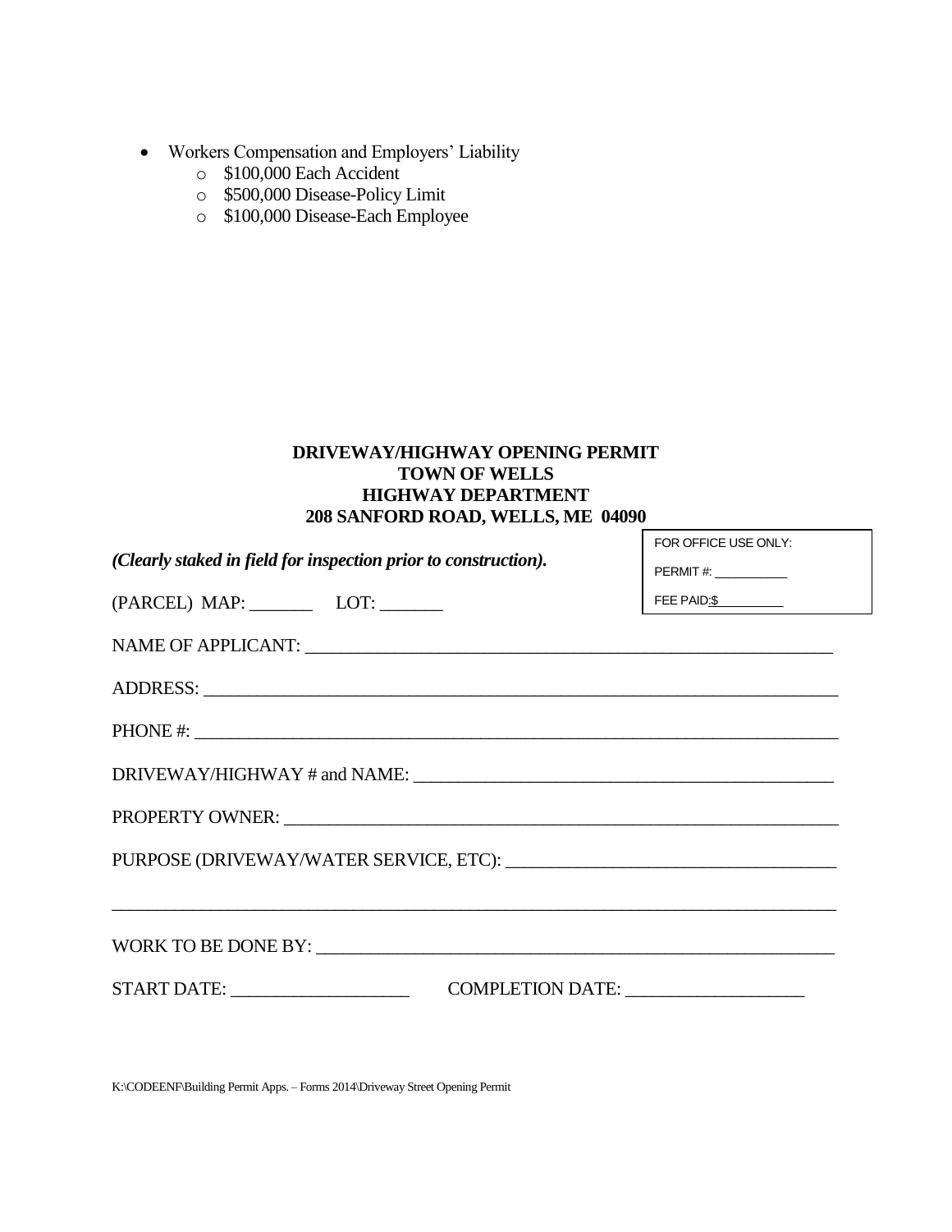- Workers Compensation and Employers' Liability
  - $100,000 Each Accident
  - $500,000 Disease-Policy Limit
  - $100,000 Disease-Each Employee

**DRIVEWAY/HIGHWAY OPENING PERMIT**
**TOWN OF WELLS**
**HIGHWAY DEPARTMENT**
**208 SANFORD ROAD, WELLS, ME 04090**

FOR OFFICE USE ONLY:

PERMIT #: __________

FEE PAID:$__________

***(Clearly staked in field for inspection prior to construction).***

(PARCEL) MAP: _______ LOT: _______

NAME OF APPLICANT: ___________________________________________________________

ADDRESS: ______________________________________________________________________

PHONE #: ______________________________________________________________________

DRIVEWAY/HIGHWAY # and NAME: _______________________________________________

PROPERTY OWNER: _______________________________________________________________

PURPOSE (DRIVEWAY/WATER SERVICE, ETC): ____________________________________

_______________________________________________________________________________

WORK TO BE DONE BY: ___________________________________________________________

START DATE: ___________________ COMPLETION DATE: ___________________

K:\CODEENF\Building Permit Apps. – Forms 2014\Driveway Street Opening Permit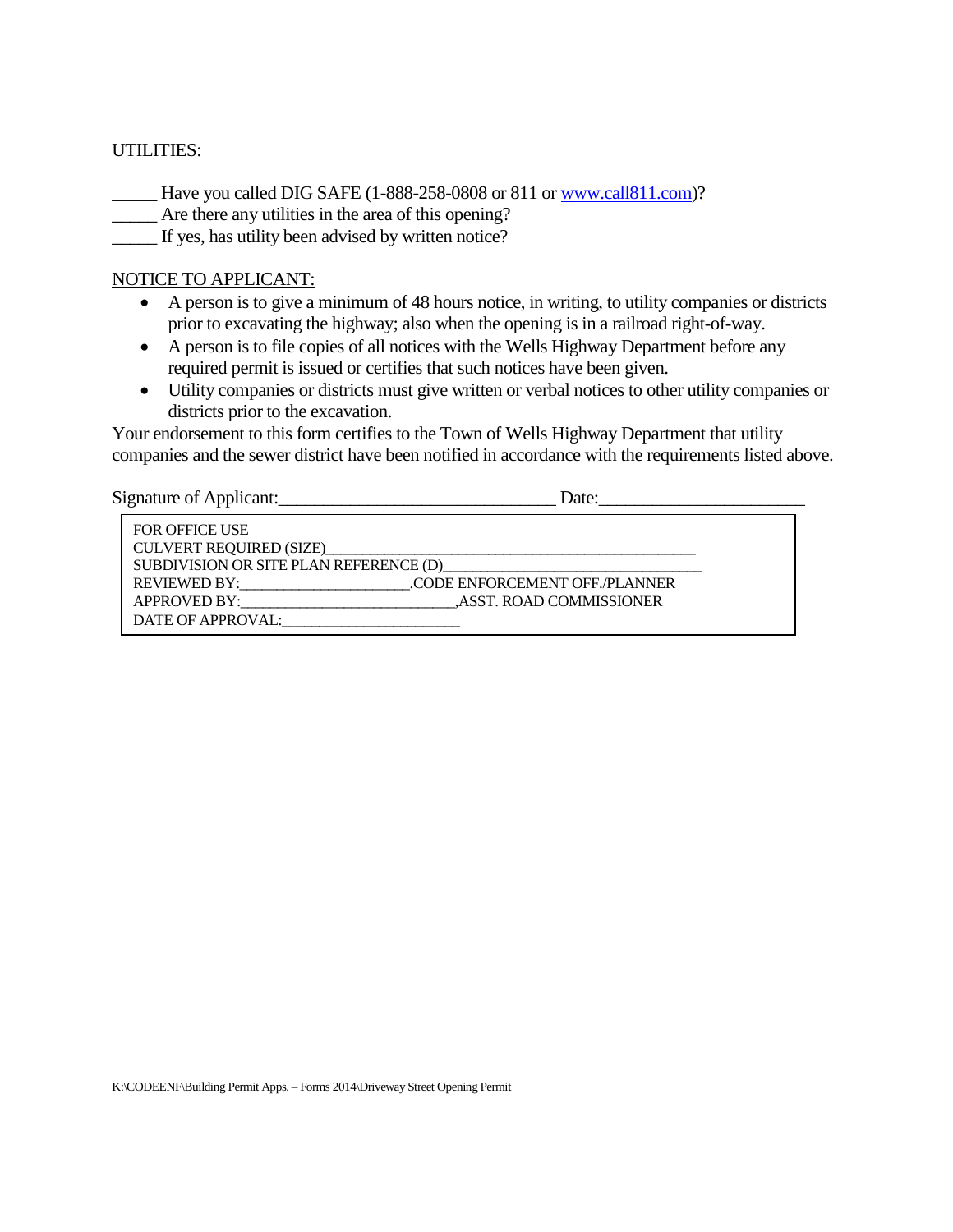UTILITIES:

_____ Have you called DIG SAFE (1-888-258-0808 or 811 or www.call811.com)?
_____ Are there any utilities in the area of this opening?
_____ If yes, has utility been advised by written notice?

NOTICE TO APPLICANT:

- A person is to give a minimum of 48 hours notice, in writing, to utility companies or districts prior to excavating the highway; also when the opening is in a railroad right-of-way.
- A person is to file copies of all notices with the Wells Highway Department before any required permit is issued or certifies that such notices have been given.
- Utility companies or districts must give written or verbal notices to other utility companies or districts prior to the excavation.

Your endorsement to this form certifies to the Town of Wells Highway Department that utility companies and the sewer district have been notified in accordance with the requirements listed above.

Signature of Applicant:______________________________ Date:______________________

FOR OFFICE USE
CULVERT REQUIRED (SIZE)_____________________________________________
SUBDIVISION OR SITE PLAN REFERENCE (D)________________________________
REVIEWED BY:______________________.CODE ENFORCEMENT OFF./PLANNER
APPROVED BY:___________________________,ASST. ROAD COMMISSIONER
DATE OF APPROVAL:_______________________

K:\CODEENF\Building Permit Apps. – Forms 2014\Driveway Street Opening Permit